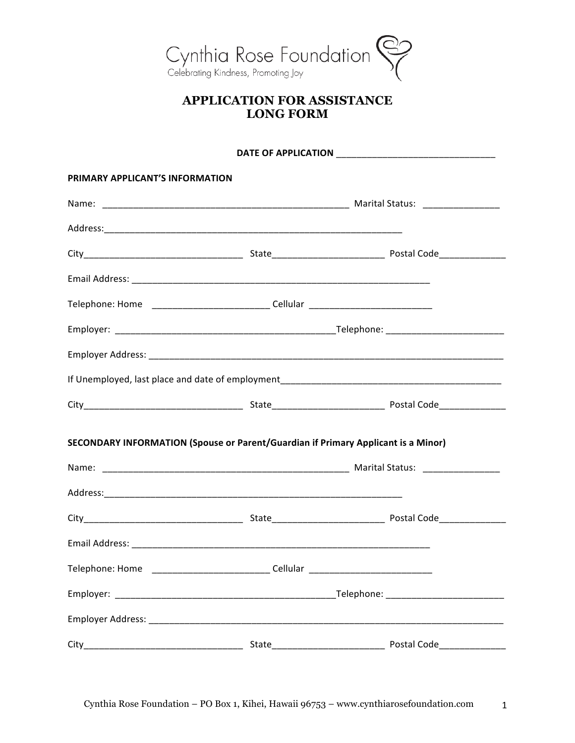Cynthia Rose Foundation

Celebrating Kindness, Promoting Joy

# APPLICATION FOR ASSISTANCE
# LONG FORM

**DATE OF APPLICATION** ______________________________

**PRIMARY APPLICANT'S INFORMATION**

Name: _________________________________________________ Marital Status: ______________

Address:_________________________________________________________

City______________________________ State_____________________ Postal Code____________

Email Address: _________________________________________________________

Telephone: Home ______________________ Cellular _______________________

Employer: __________________________________________Telephone: ______________________

Employer Address: _____________________________________________________________________

If Unemployed, last place and date of employment__________________________________________

City______________________________ State_____________________ Postal Code____________

**SECONDARY INFORMATION (Spouse or Parent/Guardian if Primary Applicant is a Minor)**

Name: _________________________________________________ Marital Status: ______________

Address:_________________________________________________________

City______________________________ State_____________________ Postal Code____________

Email Address: _________________________________________________________

Telephone: Home ______________________ Cellular _______________________

Employer: __________________________________________Telephone: ______________________

Employer Address: _____________________________________________________________________

City______________________________ State_____________________ Postal Code____________

Cynthia Rose Foundation – PO Box 1, Kihei, Hawaii 96753 – www.cynthiarosefoundation.com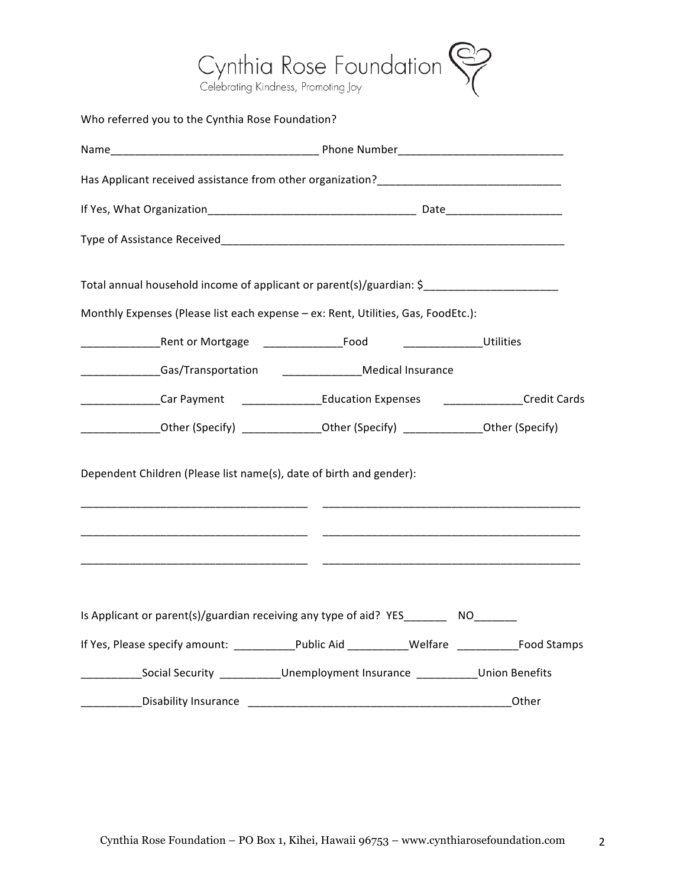# Cynthia Rose Foundation

Celebrating Kindness, Promoting Joy

Who referred you to the Cynthia Rose Foundation?

Name__________________________________ Phone Number___________________________

Has Applicant received assistance from other organization?______________________________

If Yes, What Organization__________________________________ Date___________________

Type of Assistance Received__________________________________________________________

Total annual household income of applicant or parent(s)/guardian: $______________________

Monthly Expenses (Please list each expense – ex: Rent, Utilities, Gas, FoodEtc.):

_____________Rent or Mortgage _____________Food _____________Utilities

_____________Gas/Transportation _____________Medical Insurance

_____________Car Payment _____________Education Expenses _____________Credit Cards

_____________Other (Specify) _____________Other (Specify) _____________Other (Specify)

Dependent Children (Please list name(s), date of birth and gender):

_____________________________________ ___________________________________________

_____________________________________ ___________________________________________

_____________________________________ ___________________________________________

Is Applicant or parent(s)/guardian receiving any type of aid? YES_______ NO_______

If Yes, Please specify amount: __________Public Aid __________Welfare __________Food Stamps

__________Social Security __________Unemployment Insurance __________Union Benefits

__________Disability Insurance ___________________________________________Other

Cynthia Rose Foundation – PO Box 1, Kihei, Hawaii 96753 – www.cynthiarosefoundation.com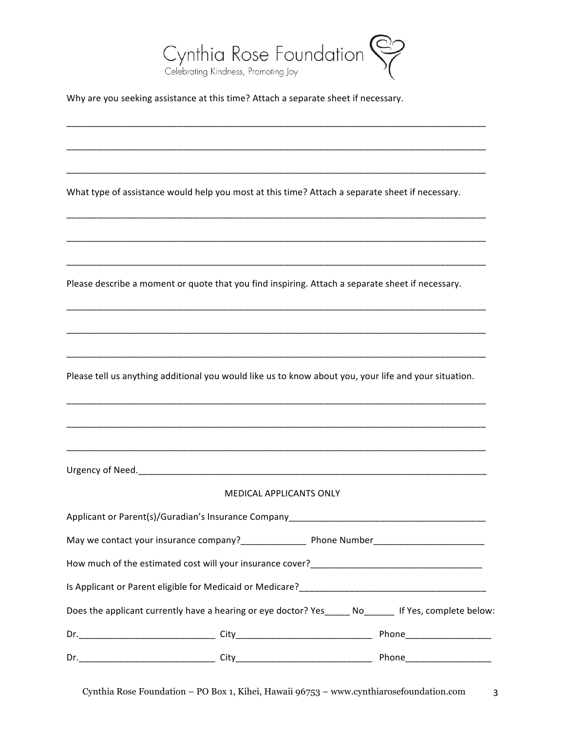Cynthia Rose Foundation
Celebrating Kindness, Promoting Joy

Why are you seeking assistance at this time? Attach a separate sheet if necessary.

_______________________________________________________________________________

_______________________________________________________________________________

_______________________________________________________________________________

What type of assistance would help you most at this time? Attach a separate sheet if necessary.

_______________________________________________________________________________

_______________________________________________________________________________

_______________________________________________________________________________

Please describe a moment or quote that you find inspiring. Attach a separate sheet if necessary.

_______________________________________________________________________________

_______________________________________________________________________________

_______________________________________________________________________________

Please tell us anything additional you would like us to know about you, your life and your situation.

_______________________________________________________________________________

_______________________________________________________________________________

_______________________________________________________________________________

Urgency of Need.________________________________________________________________________

MEDICAL APPLICANTS ONLY

Applicant or Parent(s)/Guradian's Insurance Company_______________________________________

May we contact your insurance company?_____________ Phone Number______________________

How much of the estimated cost will your insurance cover?_________________________________

Is Applicant or Parent eligible for Medicaid or Medicare?____________________________________

Does the applicant currently have a hearing or eye doctor? Yes_____ No______ If Yes, complete below:

Dr.___________________________ City___________________________ Phone_________________

Dr.___________________________ City___________________________ Phone_________________

Cynthia Rose Foundation – PO Box 1, Kihei, Hawaii 96753 – www.cynthiarosefoundation.com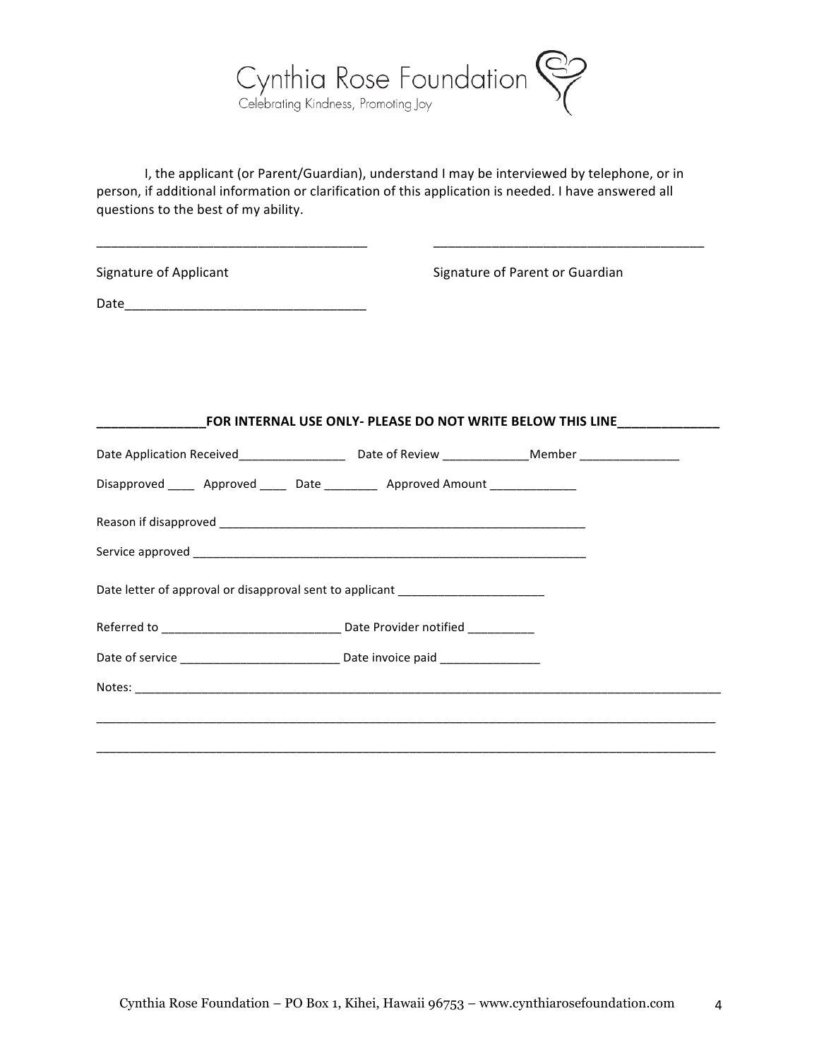Cynthia Rose Foundation
Celebrating Kindness, Promoting Joy

I, the applicant (or Parent/Guardian), understand I may be interviewed by telephone, or in person, if additional information or clarification of this application is needed. I have answered all questions to the best of my ability.

_____________________________________ _____________________________________

Signature of Applicant Signature of Parent or Guardian

Date________________________________

**_______________FOR INTERNAL USE ONLY- PLEASE DO NOT WRITE BELOW THIS LINE______________**

Date Application Received________________ Date of Review _____________Member _______________

Disapproved ____ Approved ____ Date ________ Approved Amount _____________

Reason if disapproved ________________________________________________________

Service approved ____________________________________________________________

Date letter of approval or disapproval sent to applicant ______________________

Referred to ___________________________ Date Provider notified __________

Date of service ________________________ Date invoice paid _______________

Notes: ___________________________________________________________________________________

_________________________________________________________________________________________

_________________________________________________________________________________________

Cynthia Rose Foundation – PO Box 1, Kihei, Hawaii 96753 – www.cynthiarosefoundation.com